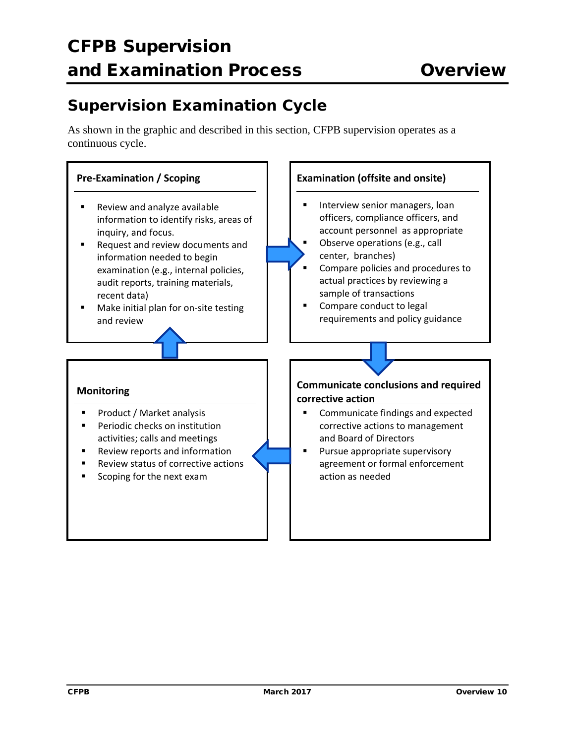# CFPB Supervision and Examination Process — Overview

## Supervision Examination Cycle

As shown in the graphic and described in this section, CFPB supervision operates as a continuous cycle.

**Pre-Examination / Scoping**

- Review and analyze available information to identify risks, areas of inquiry, and focus.
- Request and review documents and information needed to begin examination (e.g., internal policies, audit reports, training materials, recent data)
- Make initial plan for on-site testing and review

**Examination (offsite and onsite)**

- Interview senior managers, loan officers, compliance officers, and account personnel as appropriate
- Observe operations (e.g., call center, branches)
- Compare policies and procedures to actual practices by reviewing a sample of transactions
- Compare conduct to legal requirements and policy guidance

**Communicate conclusions and required corrective action**

- Communicate findings and expected corrective actions to management and Board of Directors
- Pursue appropriate supervisory agreement or formal enforcement action as needed

**Monitoring**

- Product / Market analysis
- Periodic checks on institution activities; calls and meetings
- Review reports and information
- Review status of corrective actions
- Scoping for the next exam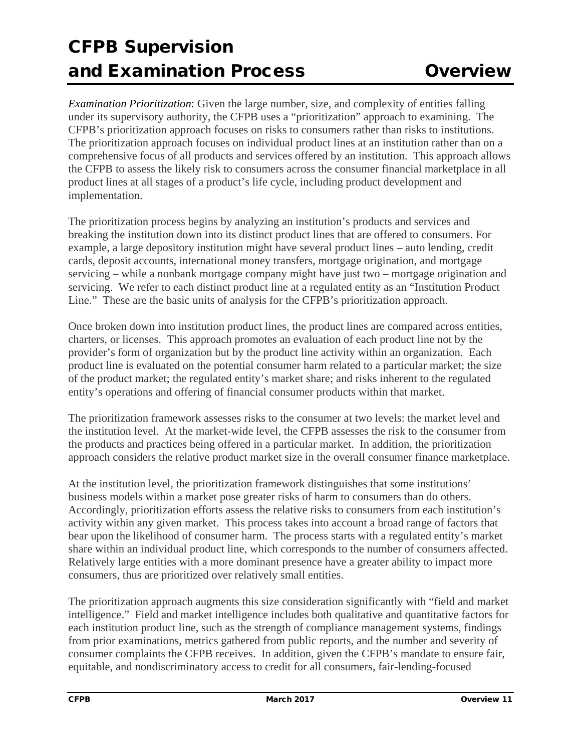*Examination Prioritization*: Given the large number, size, and complexity of entities falling under its supervisory authority, the CFPB uses a "prioritization" approach to examining. The CFPB's prioritization approach focuses on risks to consumers rather than risks to institutions. The prioritization approach focuses on individual product lines at an institution rather than on a comprehensive focus of all products and services offered by an institution. This approach allows the CFPB to assess the likely risk to consumers across the consumer financial marketplace in all product lines at all stages of a product's life cycle, including product development and implementation.

The prioritization process begins by analyzing an institution's products and services and breaking the institution down into its distinct product lines that are offered to consumers. For example, a large depository institution might have several product lines – auto lending, credit cards, deposit accounts, international money transfers, mortgage origination, and mortgage servicing – while a nonbank mortgage company might have just two – mortgage origination and servicing. We refer to each distinct product line at a regulated entity as an "Institution Product Line." These are the basic units of analysis for the CFPB's prioritization approach.

Once broken down into institution product lines, the product lines are compared across entities, charters, or licenses. This approach promotes an evaluation of each product line not by the provider's form of organization but by the product line activity within an organization. Each product line is evaluated on the potential consumer harm related to a particular market; the size of the product market; the regulated entity's market share; and risks inherent to the regulated entity's operations and offering of financial consumer products within that market.

The prioritization framework assesses risks to the consumer at two levels: the market level and the institution level. At the market-wide level, the CFPB assesses the risk to the consumer from the products and practices being offered in a particular market. In addition, the prioritization approach considers the relative product market size in the overall consumer finance marketplace.

At the institution level, the prioritization framework distinguishes that some institutions' business models within a market pose greater risks of harm to consumers than do others. Accordingly, prioritization efforts assess the relative risks to consumers from each institution's activity within any given market. This process takes into account a broad range of factors that bear upon the likelihood of consumer harm. The process starts with a regulated entity's market share within an individual product line, which corresponds to the number of consumers affected. Relatively large entities with a more dominant presence have a greater ability to impact more consumers, thus are prioritized over relatively small entities.

The prioritization approach augments this size consideration significantly with "field and market intelligence." Field and market intelligence includes both qualitative and quantitative factors for each institution product line, such as the strength of compliance management systems, findings from prior examinations, metrics gathered from public reports, and the number and severity of consumer complaints the CFPB receives. In addition, given the CFPB's mandate to ensure fair, equitable, and nondiscriminatory access to credit for all consumers, fair-lending-focused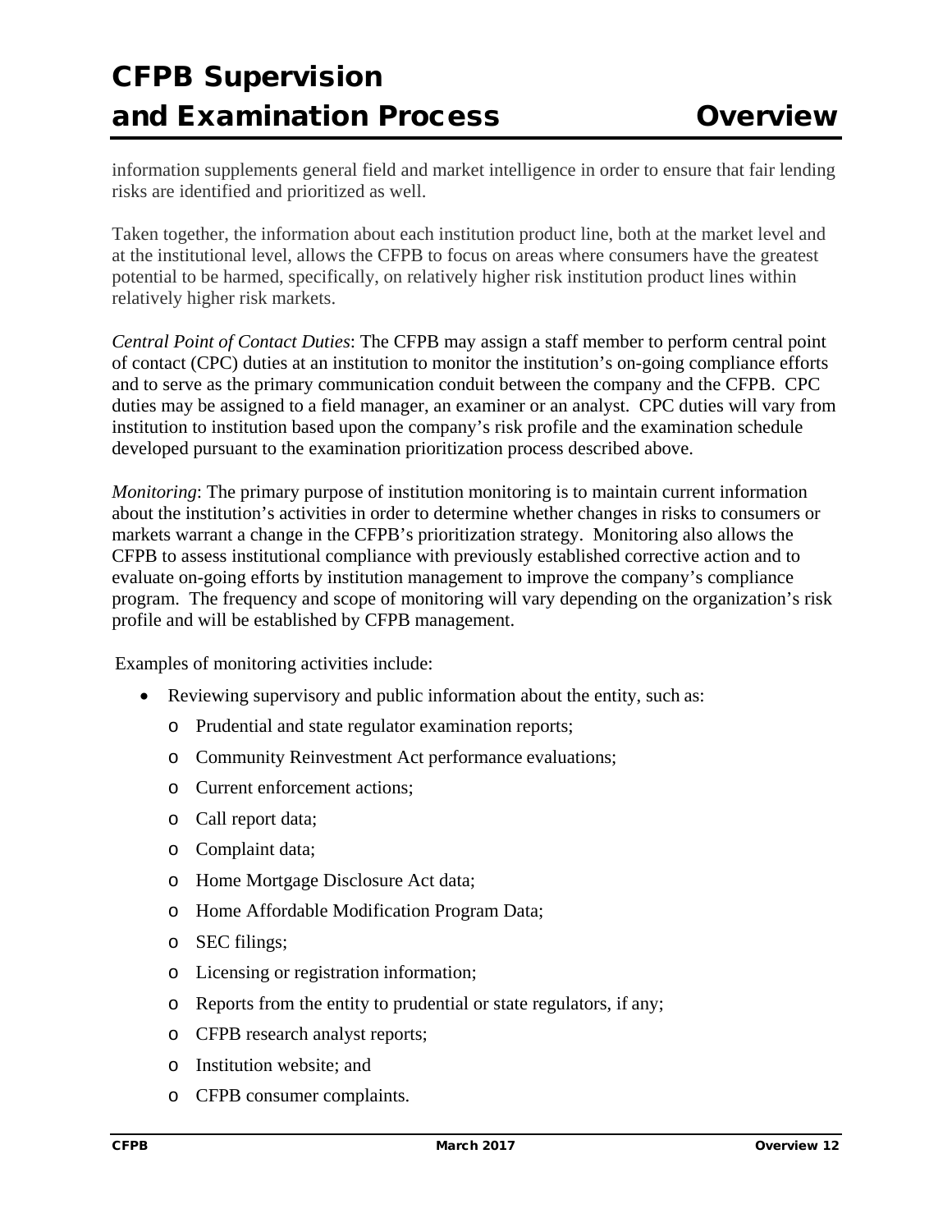information supplements general field and market intelligence in order to ensure that fair lending risks are identified and prioritized as well.

Taken together, the information about each institution product line, both at the market level and at the institutional level, allows the CFPB to focus on areas where consumers have the greatest potential to be harmed, specifically, on relatively higher risk institution product lines within relatively higher risk markets.

*Central Point of Contact Duties*: The CFPB may assign a staff member to perform central point of contact (CPC) duties at an institution to monitor the institution's on-going compliance efforts and to serve as the primary communication conduit between the company and the CFPB. CPC duties may be assigned to a field manager, an examiner or an analyst. CPC duties will vary from institution to institution based upon the company's risk profile and the examination schedule developed pursuant to the examination prioritization process described above.

*Monitoring*: The primary purpose of institution monitoring is to maintain current information about the institution's activities in order to determine whether changes in risks to consumers or markets warrant a change in the CFPB's prioritization strategy. Monitoring also allows the CFPB to assess institutional compliance with previously established corrective action and to evaluate on-going efforts by institution management to improve the company's compliance program. The frequency and scope of monitoring will vary depending on the organization's risk profile and will be established by CFPB management.

Examples of monitoring activities include:

- Reviewing supervisory and public information about the entity, such as:
  - Prudential and state regulator examination reports;
  - Community Reinvestment Act performance evaluations;
  - Current enforcement actions;
  - Call report data;
  - Complaint data;
  - Home Mortgage Disclosure Act data;
  - Home Affordable Modification Program Data;
  - SEC filings;
  - Licensing or registration information;
  - Reports from the entity to prudential or state regulators, if any;
  - CFPB research analyst reports;
  - Institution website; and
  - CFPB consumer complaints.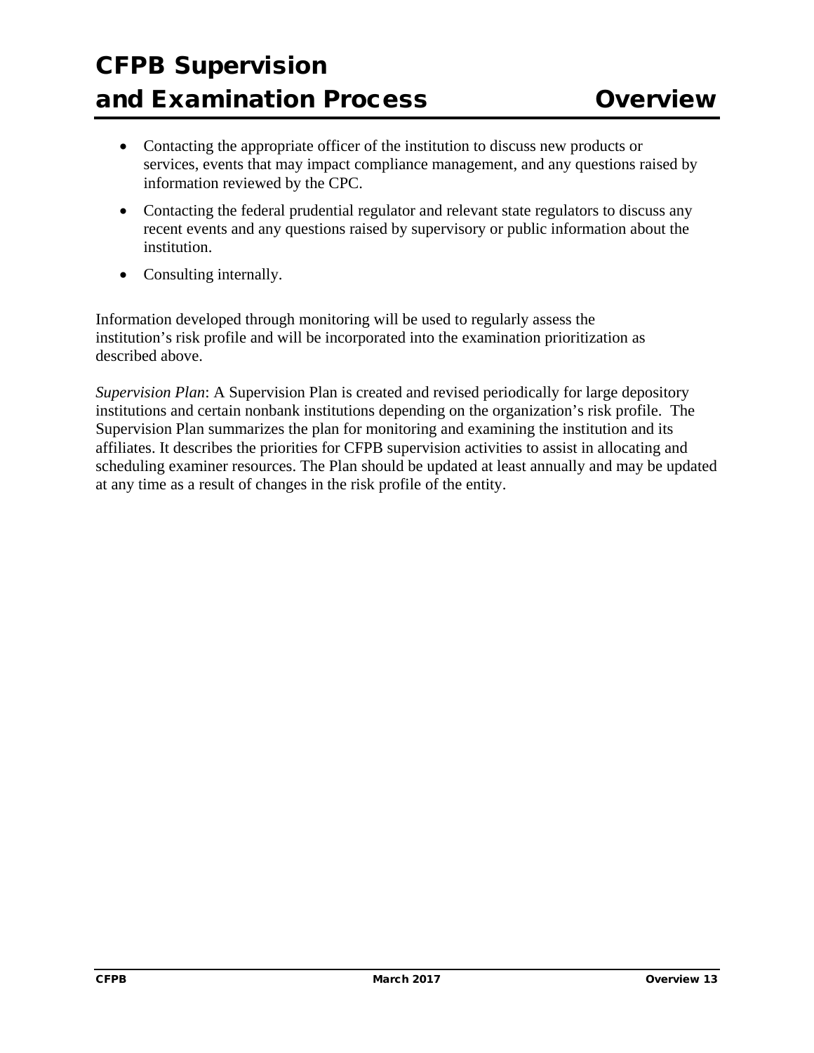- Contacting the appropriate officer of the institution to discuss new products or services, events that may impact compliance management, and any questions raised by information reviewed by the CPC.
- Contacting the federal prudential regulator and relevant state regulators to discuss any recent events and any questions raised by supervisory or public information about the institution.
- Consulting internally.

Information developed through monitoring will be used to regularly assess the institution's risk profile and will be incorporated into the examination prioritization as described above.

*Supervision Plan*: A Supervision Plan is created and revised periodically for large depository institutions and certain nonbank institutions depending on the organization's risk profile. The Supervision Plan summarizes the plan for monitoring and examining the institution and its affiliates. It describes the priorities for CFPB supervision activities to assist in allocating and scheduling examiner resources. The Plan should be updated at least annually and may be updated at any time as a result of changes in the risk profile of the entity.